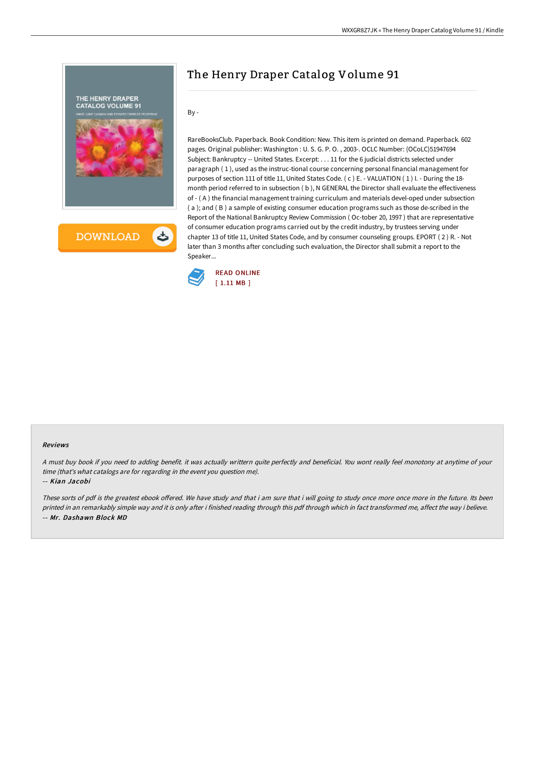# The Henry Draper Catalog Volume 91

By -

RareBooksClub. Paperback. Book Condition: New. This item is printed on demand. Paperback. 602 pages. Original publisher: Washington : U. S. G. P. O. , 2003-. OCLC Number: (OCoLC)51947694 Subject: Bankruptcy -- United States. Excerpt: . . . 11 for the 6 judicial districts selected under paragraph ( 1 ), used as the instruc-tional course concerning personal financial management for purposes of section 111 of title 11, United States Code. ( c ) E. - VALUATION ( 1 ) I. - During the 18-month period referred to in subsection ( b ), N GENERAL the Director shall evaluate the effectiveness of - ( A ) the financial management training curriculum and materials devel-oped under subsection ( a ); and ( B ) a sample of existing consumer education programs such as those de-scribed in the Report of the National Bankruptcy Review Commission ( Oc-tober 20, 1997 ) that are representative of consumer education programs carried out by the credit industry, by trustees serving under chapter 13 of title 11, United States Code, and by consumer counseling groups. EPORT ( 2 ) R. - Not later than 3 months after concluding such evaluation, the Director shall submit a report to the Speaker...

READ ONLINE
[ 1.11 MB ]

#### Reviews

*A must buy book if you need to adding benefit. it was actually writtern quite perfectly and beneficial. You wont really feel monotony at anytime of your time (that's what catalogs are for regarding in the event you question me).*

*-- Kian Jacobi*

*These sorts of pdf is the greatest ebook offered. We have study and that i am sure that i will going to study once more once more in the future. Its been printed in an remarkably simple way and it is only after i finished reading through this pdf through which in fact transformed me, affect the way i believe.*

*-- Mr. Dashawn Block MD*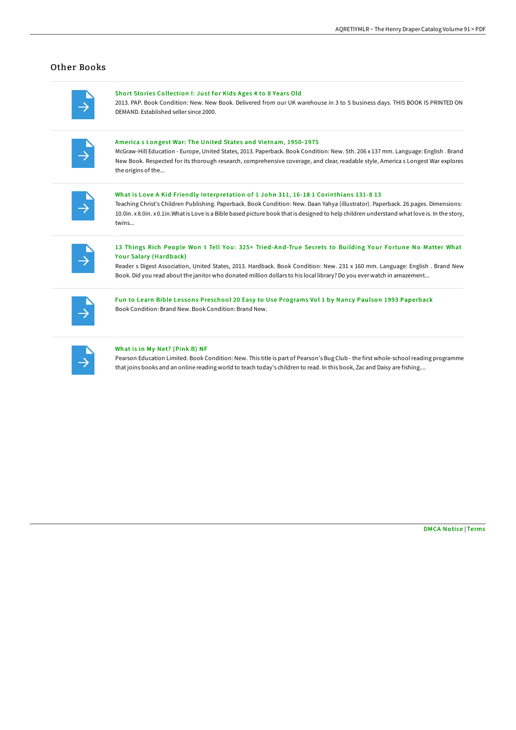## Other Books

### Short Stories Collection I: Just for Kids Ages 4 to 8 Years Old

2013. PAP. Book Condition: New. New Book. Delivered from our UK warehouse in 3 to 5 business days. THIS BOOK IS PRINTED ON DEMAND. Established seller since 2000.

### America s Longest War: The United States and Vietnam, 1950-1975

McGraw-Hill Education - Europe, United States, 2013. Paperback. Book Condition: New. 5th. 206 x 137 mm. Language: English . Brand New Book. Respected for its thorough research, comprehensive coverage, and clear, readable style, America s Longest War explores the origins of the...

### What is Love A Kid Friendly Interpretation of 1 John 311, 16-18 1 Corinthians 131-8 13

Teaching Christ's Children Publishing. Paperback. Book Condition: New. Daan Yahya (illustrator). Paperback. 26 pages. Dimensions: 10.0in. x 8.0in. x 0.1in.What is Love is a Bible based picture book that is designed to help children understand what love is. In the story, twins...

### 13 Things Rich People Won t Tell You: 325+ Tried-And-True Secrets to Building Your Fortune No Matter What Your Salary (Hardback)

Reader s Digest Association, United States, 2013. Hardback. Book Condition: New. 231 x 160 mm. Language: English . Brand New Book. Did you read about the janitor who donated million dollars to his local library? Do you ever watch in amazement...

### Fun to Learn Bible Lessons Preschool 20 Easy to Use Programs Vol 1 by Nancy Paulson 1993 Paperback

Book Condition: Brand New. Book Condition: Brand New.

### What is in My Net? (Pink B) NF

Pearson Education Limited. Book Condition: New. This title is part of Pearson's Bug Club - the first whole-school reading programme that joins books and an online reading world to teach today's children to read. In this book, Zac and Daisy are fishing....